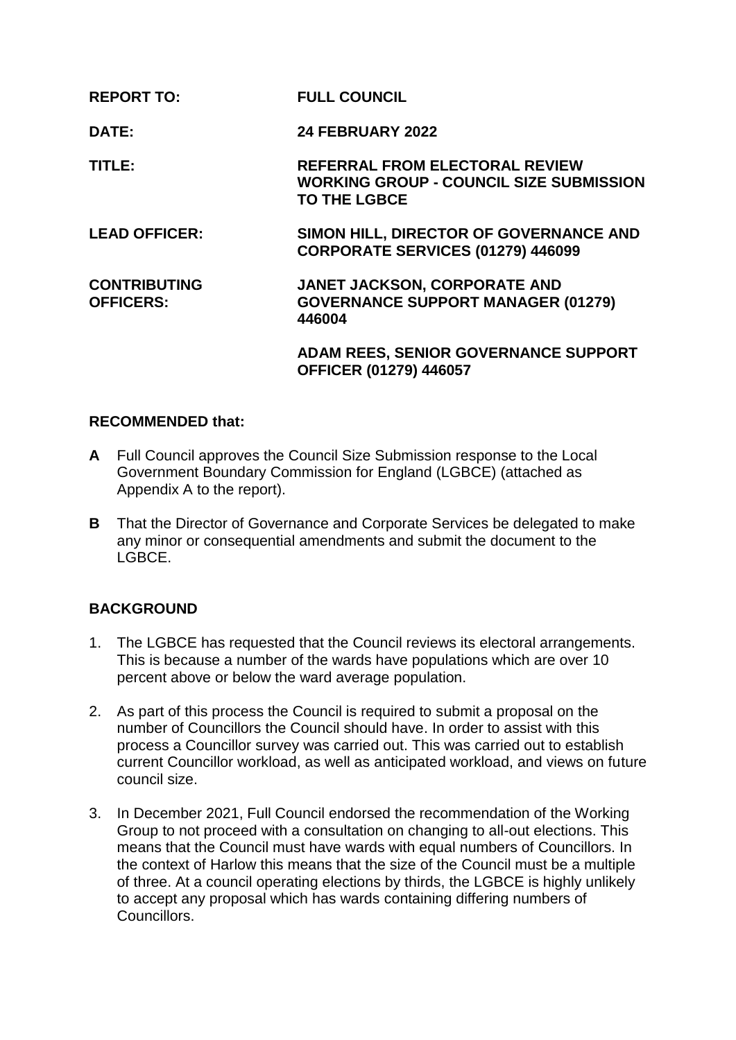| | |
|---|---|
| **REPORT TO:** | **FULL COUNCIL** |
| **DATE:** | **24 FEBRUARY 2022** |
| **TITLE:** | **REFERRAL FROM ELECTORAL REVIEW WORKING GROUP - COUNCIL SIZE SUBMISSION TO THE LGBCE** |
| **LEAD OFFICER:** | **SIMON HILL, DIRECTOR OF GOVERNANCE AND CORPORATE SERVICES (01279) 446099** |
| **CONTRIBUTING OFFICERS:** | **JANET JACKSON, CORPORATE AND GOVERNANCE SUPPORT MANAGER (01279) 446004** |
| | **ADAM REES, SENIOR GOVERNANCE SUPPORT OFFICER (01279) 446057** |

**RECOMMENDED that:**

**A** Full Council approves the Council Size Submission response to the Local Government Boundary Commission for England (LGBCE) (attached as Appendix A to the report).

**B** That the Director of Governance and Corporate Services be delegated to make any minor or consequential amendments and submit the document to the LGBCE.

**BACKGROUND**

1. The LGBCE has requested that the Council reviews its electoral arrangements. This is because a number of the wards have populations which are over 10 percent above or below the ward average population.

2. As part of this process the Council is required to submit a proposal on the number of Councillors the Council should have. In order to assist with this process a Councillor survey was carried out. This was carried out to establish current Councillor workload, as well as anticipated workload, and views on future council size.

3. In December 2021, Full Council endorsed the recommendation of the Working Group to not proceed with a consultation on changing to all-out elections. This means that the Council must have wards with equal numbers of Councillors. In the context of Harlow this means that the size of the Council must be a multiple of three. At a council operating elections by thirds, the LGBCE is highly unlikely to accept any proposal which has wards containing differing numbers of Councillors.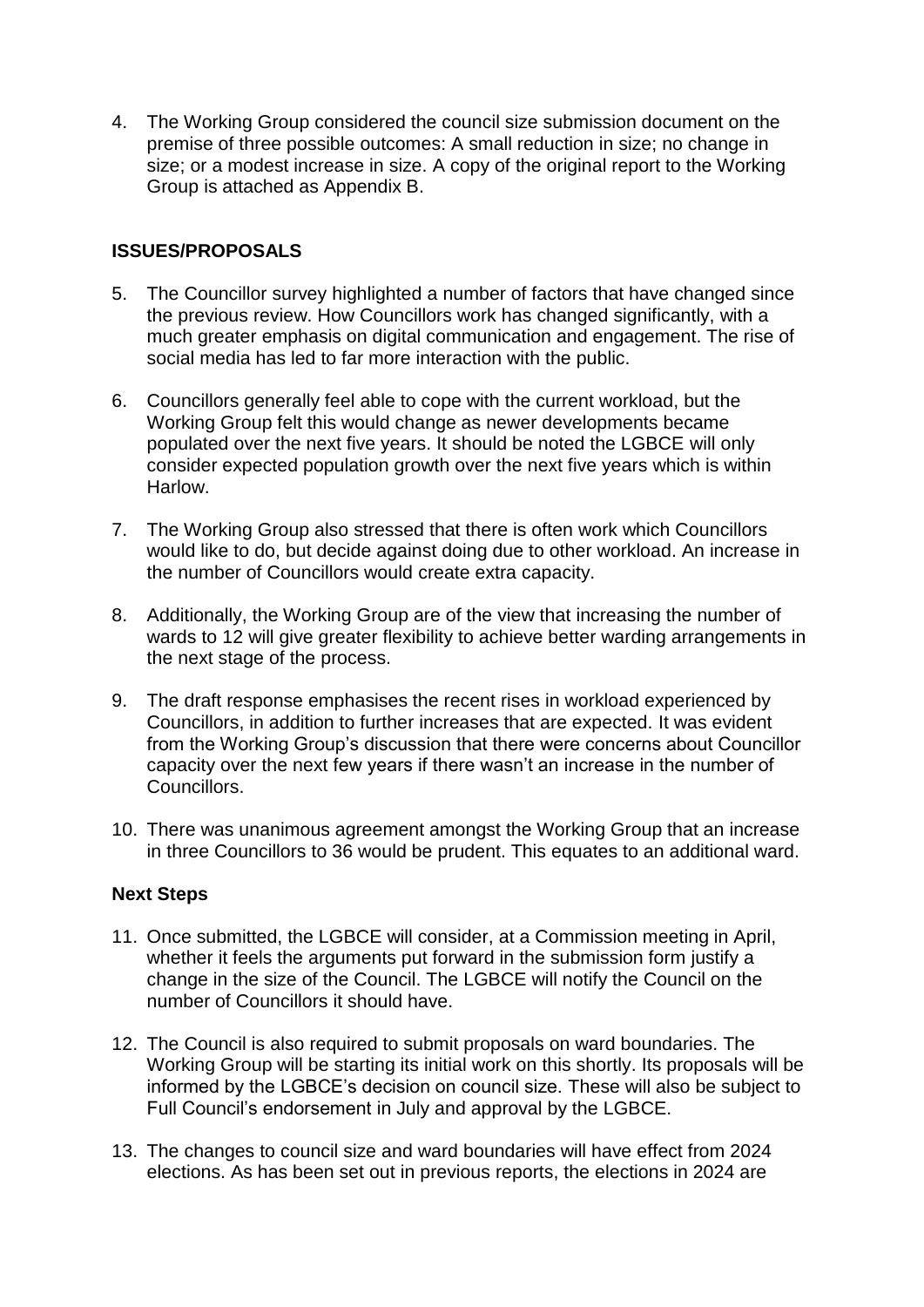4. The Working Group considered the council size submission document on the premise of three possible outcomes: A small reduction in size; no change in size; or a modest increase in size. A copy of the original report to the Working Group is attached as Appendix B.

**ISSUES/PROPOSALS**

5. The Councillor survey highlighted a number of factors that have changed since the previous review. How Councillors work has changed significantly, with a much greater emphasis on digital communication and engagement. The rise of social media has led to far more interaction with the public.

6. Councillors generally feel able to cope with the current workload, but the Working Group felt this would change as newer developments became populated over the next five years. It should be noted the LGBCE will only consider expected population growth over the next five years which is within Harlow.

7. The Working Group also stressed that there is often work which Councillors would like to do, but decide against doing due to other workload. An increase in the number of Councillors would create extra capacity.

8. Additionally, the Working Group are of the view that increasing the number of wards to 12 will give greater flexibility to achieve better warding arrangements in the next stage of the process.

9. The draft response emphasises the recent rises in workload experienced by Councillors, in addition to further increases that are expected. It was evident from the Working Group's discussion that there were concerns about Councillor capacity over the next few years if there wasn't an increase in the number of Councillors.

10. There was unanimous agreement amongst the Working Group that an increase in three Councillors to 36 would be prudent. This equates to an additional ward.

**Next Steps**

11. Once submitted, the LGBCE will consider, at a Commission meeting in April, whether it feels the arguments put forward in the submission form justify a change in the size of the Council. The LGBCE will notify the Council on the number of Councillors it should have.

12. The Council is also required to submit proposals on ward boundaries. The Working Group will be starting its initial work on this shortly. Its proposals will be informed by the LGBCE's decision on council size. These will also be subject to Full Council's endorsement in July and approval by the LGBCE.

13. The changes to council size and ward boundaries will have effect from 2024 elections. As has been set out in previous reports, the elections in 2024 are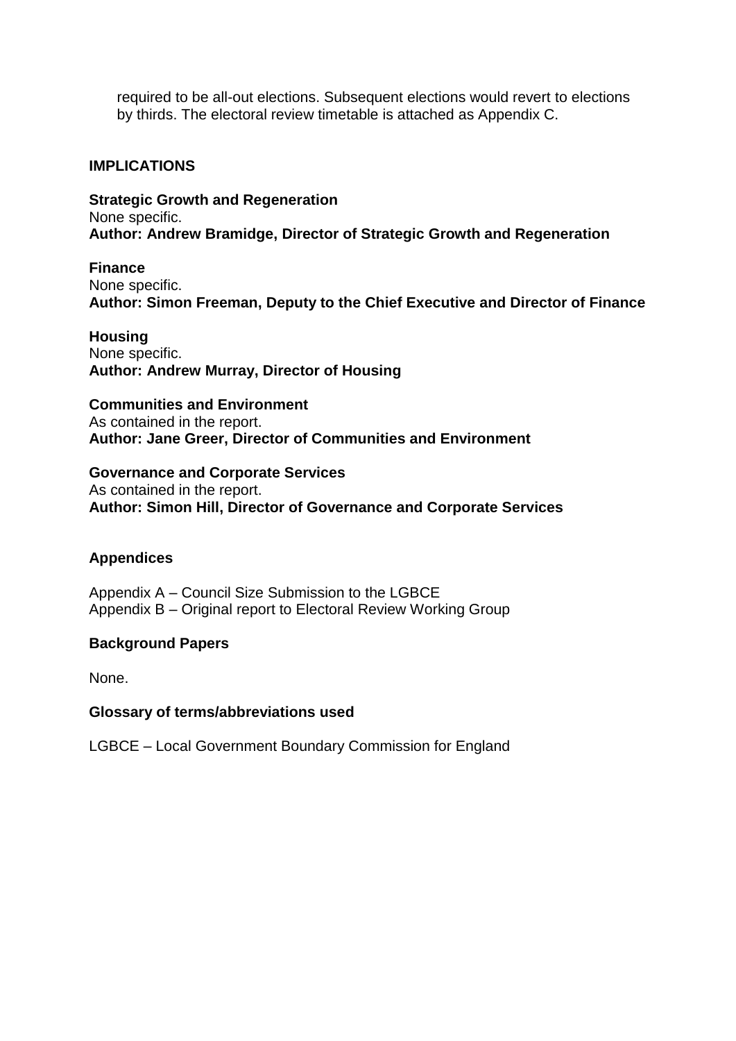required to be all-out elections. Subsequent elections would revert to elections by thirds. The electoral review timetable is attached as Appendix C.

**IMPLICATIONS**

**Strategic Growth and Regeneration**
None specific.
**Author: Andrew Bramidge, Director of Strategic Growth and Regeneration**

**Finance**
None specific.
**Author: Simon Freeman, Deputy to the Chief Executive and Director of Finance**

**Housing**
None specific.
**Author: Andrew Murray, Director of Housing**

**Communities and Environment**
As contained in the report.
**Author: Jane Greer, Director of Communities and Environment**

**Governance and Corporate Services**
As contained in the report.
**Author: Simon Hill, Director of Governance and Corporate Services**

**Appendices**

Appendix A – Council Size Submission to the LGBCE
Appendix B – Original report to Electoral Review Working Group

**Background Papers**

None.

**Glossary of terms/abbreviations used**

LGBCE – Local Government Boundary Commission for England